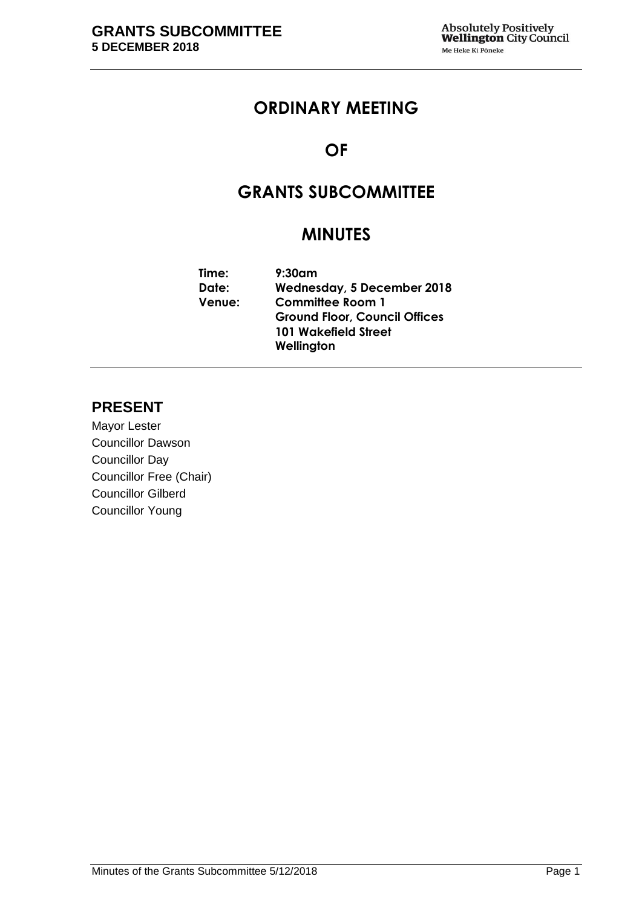# ORDINARY MEETING

# OF

# GRANTS SUBCOMMITTEE

# MINUTES

**Time:** 9:30am
**Date:** Wednesday, 5 December 2018
**Venue:** Committee Room 1
Ground Floor, Council Offices
101 Wakefield Street
Wellington

## PRESENT

Mayor Lester
Councillor Dawson
Councillor Day
Councillor Free (Chair)
Councillor Gilberd
Councillor Young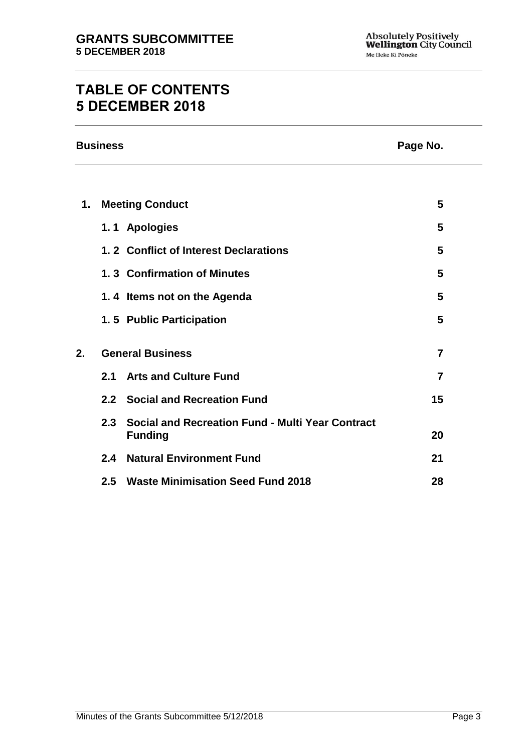# TABLE OF CONTENTS
# 5 DECEMBER 2018

| Business | | Page No. |
|---|---|---|
| **1.** | **Meeting Conduct** | **5** |
| | **1. 1 Apologies** | **5** |
| | **1. 2 Conflict of Interest Declarations** | **5** |
| | **1. 3 Confirmation of Minutes** | **5** |
| | **1. 4 Items not on the Agenda** | **5** |
| | **1. 5 Public Participation** | **5** |
| **2.** | **General Business** | **7** |
| | **2.1 Arts and Culture Fund** | **7** |
| | **2.2 Social and Recreation Fund** | **15** |
| | **2.3 Social and Recreation Fund - Multi Year Contract Funding** | **20** |
| | **2.4 Natural Environment Fund** | **21** |
| | **2.5 Waste Minimisation Seed Fund 2018** | **28** |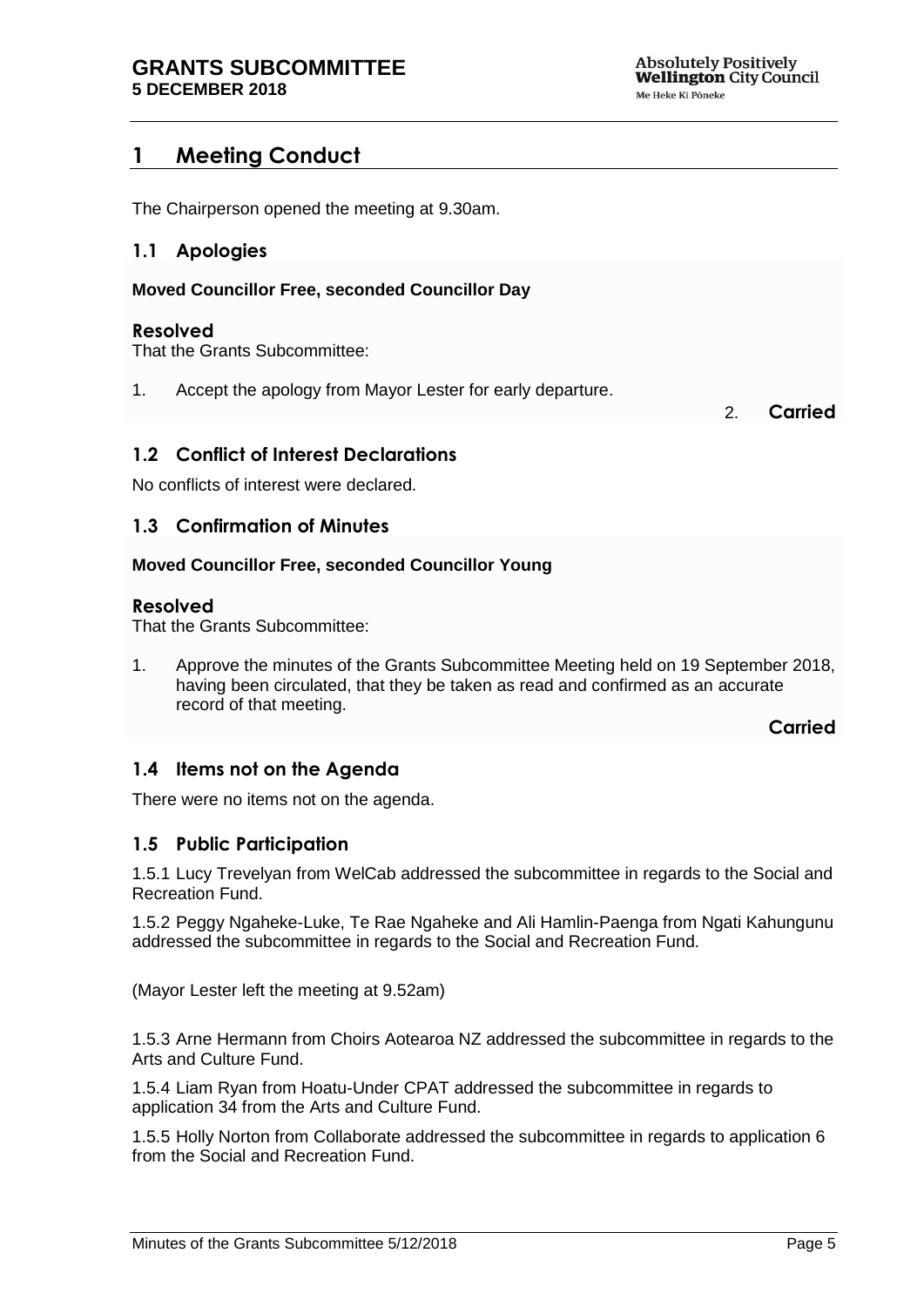# 1 Meeting Conduct

The Chairperson opened the meeting at 9.30am.

## 1.1 Apologies

**Moved Councillor Free, seconded Councillor Day**

### Resolved

That the Grants Subcommittee:

1. Accept the apology from Mayor Lester for early departure.

2. **Carried**

## 1.2 Conflict of Interest Declarations

No conflicts of interest were declared.

## 1.3 Confirmation of Minutes

**Moved Councillor Free, seconded Councillor Young**

### Resolved

That the Grants Subcommittee:

1. Approve the minutes of the Grants Subcommittee Meeting held on 19 September 2018, having been circulated, that they be taken as read and confirmed as an accurate record of that meeting.

**Carried**

## 1.4 Items not on the Agenda

There were no items not on the agenda.

## 1.5 Public Participation

1.5.1 Lucy Trevelyan from WelCab addressed the subcommittee in regards to the Social and Recreation Fund.

1.5.2 Peggy Ngaheke-Luke, Te Rae Ngaheke and Ali Hamlin-Paenga from Ngati Kahungunu addressed the subcommittee in regards to the Social and Recreation Fund.

(Mayor Lester left the meeting at 9.52am)

1.5.3 Arne Hermann from Choirs Aotearoa NZ addressed the subcommittee in regards to the Arts and Culture Fund.

1.5.4 Liam Ryan from Hoatu-Under CPAT addressed the subcommittee in regards to application 34 from the Arts and Culture Fund.

1.5.5 Holly Norton from Collaborate addressed the subcommittee in regards to application 6 from the Social and Recreation Fund.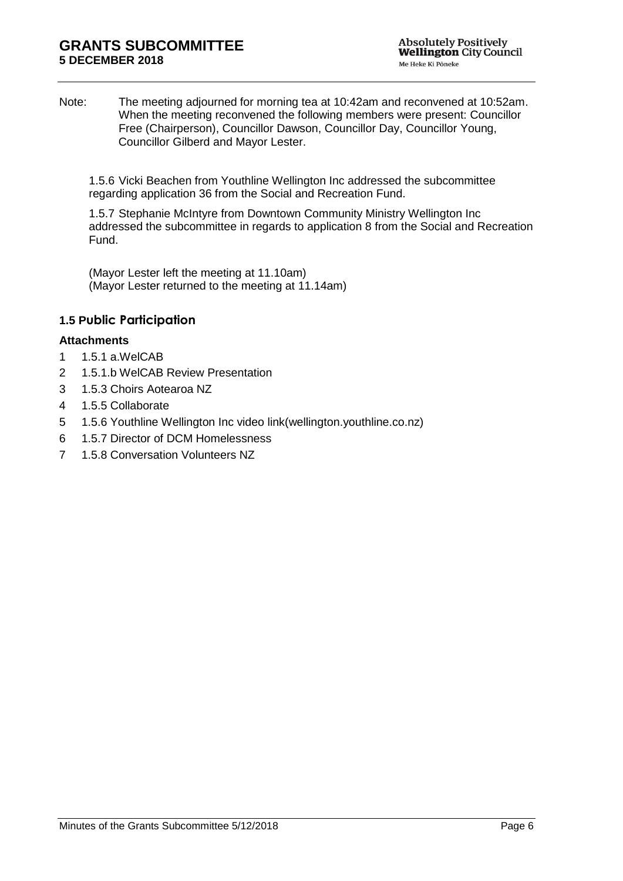Note: The meeting adjourned for morning tea at 10:42am and reconvened at 10:52am. When the meeting reconvened the following members were present: Councillor Free (Chairperson), Councillor Dawson, Councillor Day, Councillor Young, Councillor Gilberd and Mayor Lester.

1.5.6 Vicki Beachen from Youthline Wellington Inc addressed the subcommittee regarding application 36 from the Social and Recreation Fund.

1.5.7 Stephanie McIntyre from Downtown Community Ministry Wellington Inc addressed the subcommittee in regards to application 8 from the Social and Recreation Fund.

(Mayor Lester left the meeting at 11.10am)
(Mayor Lester returned to the meeting at 11.14am)

### 1.5 Public Participation

**Attachments**

1 1.5.1 a.WelCAB
2 1.5.1.b WelCAB Review Presentation
3 1.5.3 Choirs Aotearoa NZ
4 1.5.5 Collaborate
5 1.5.6 Youthline Wellington Inc video link(wellington.youthline.co.nz)
6 1.5.7 Director of DCM Homelessness
7 1.5.8 Conversation Volunteers NZ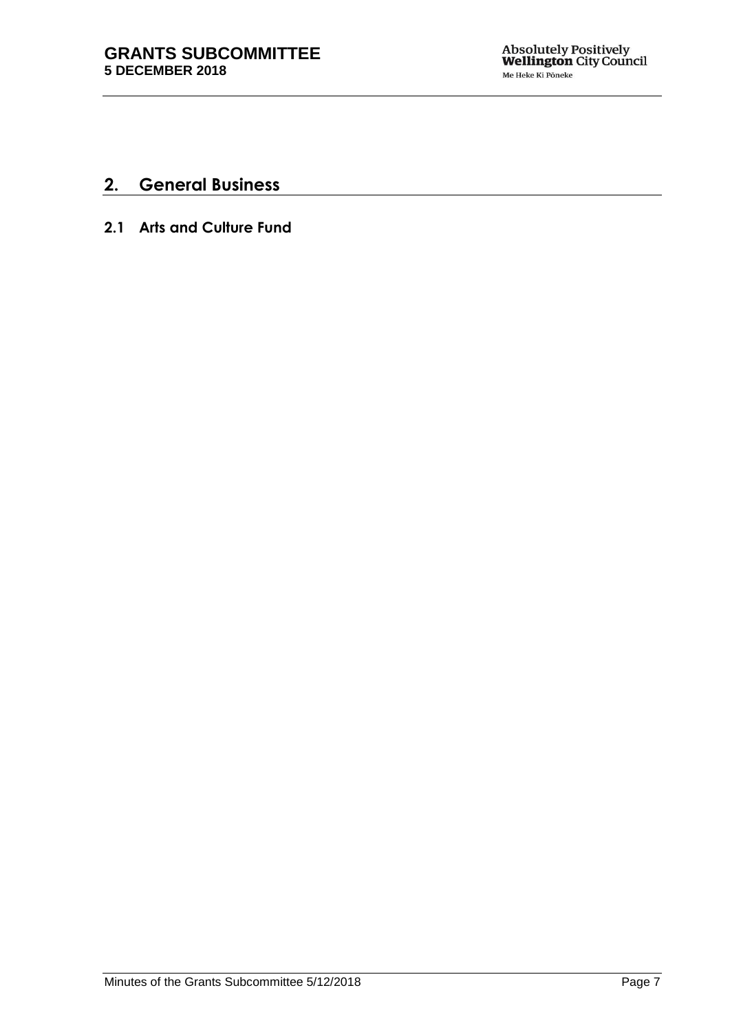## 2. General Business

### 2.1 Arts and Culture Fund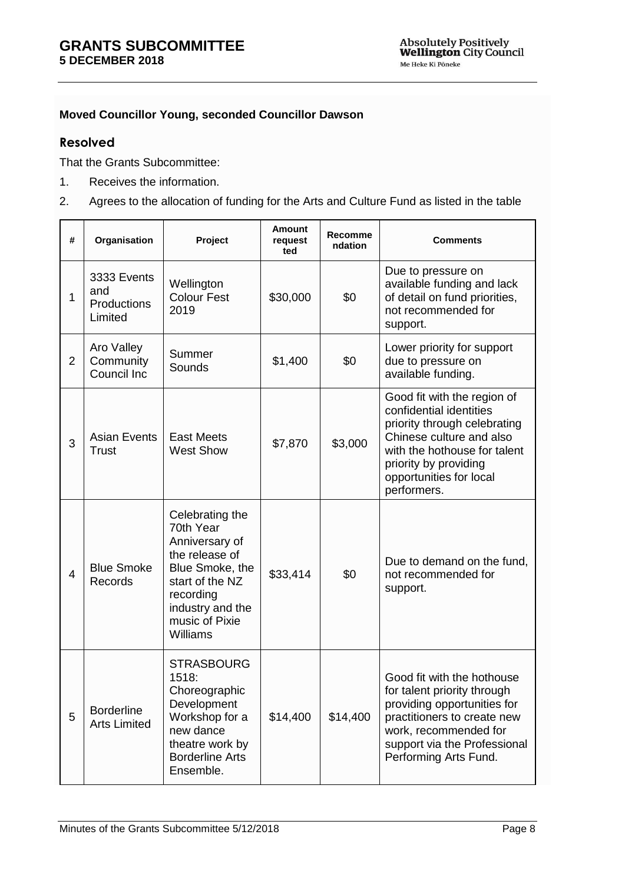**Moved Councillor Young, seconded Councillor Dawson**

### Resolved

That the Grants Subcommittee:

1. Receives the information.
2. Agrees to the allocation of funding for the Arts and Culture Fund as listed in the table

| # | Organisation | Project | Amount requested | Recommendation | Comments |
|---|---|---|---|---|---|
| 1 | 3333 Events and Productions Limited | Wellington Colour Fest 2019 | $30,000 | $0 | Due to pressure on available funding and lack of detail on fund priorities, not recommended for support. |
| 2 | Aro Valley Community Council Inc | Summer Sounds | $1,400 | $0 | Lower priority for support due to pressure on available funding. |
| 3 | Asian Events Trust | East Meets West Show | $7,870 | $3,000 | Good fit with the region of confidential identities priority through celebrating Chinese culture and also with the hothouse for talent priority by providing opportunities for local performers. |
| 4 | Blue Smoke Records | Celebrating the 70th Year Anniversary of the release of Blue Smoke, the start of the NZ recording industry and the music of Pixie Williams | $33,414 | $0 | Due to demand on the fund, not recommended for support. |
| 5 | Borderline Arts Limited | STRASBOURG 1518: Choreographic Development Workshop for a new dance theatre work by Borderline Arts Ensemble. | $14,400 | $14,400 | Good fit with the hothouse for talent priority through providing opportunities for practitioners to create new work, recommended for support via the Professional Performing Arts Fund. |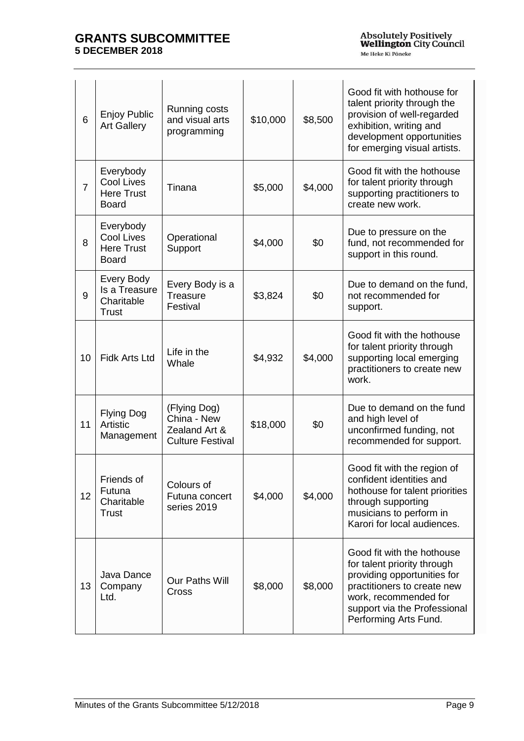| 6 | Enjoy Public Art Gallery | Running costs and visual arts programming | $10,000 | $8,500 | Good fit with hothouse for talent priority through the provision of well-regarded exhibition, writing and development opportunities for emerging visual artists. |
|---|---|---|---|---|---|
| 7 | Everybody Cool Lives Here Trust Board | Tinana | $5,000 | $4,000 | Good fit with the hothouse for talent priority through supporting practitioners to create new work. |
| 8 | Everybody Cool Lives Here Trust Board | Operational Support | $4,000 | $0 | Due to pressure on the fund, not recommended for support in this round. |
| 9 | Every Body Is a Treasure Charitable Trust | Every Body is a Treasure Festival | $3,824 | $0 | Due to demand on the fund, not recommended for support. |
| 10 | Fidk Arts Ltd | Life in the Whale | $4,932 | $4,000 | Good fit with the hothouse for talent priority through supporting local emerging practitioners to create new work. |
| 11 | Flying Dog Artistic Management | (Flying Dog) China - New Zealand Art & Culture Festival | $18,000 | $0 | Due to demand on the fund and high level of unconfirmed funding, not recommended for support. |
| 12 | Friends of Futuna Charitable Trust | Colours of Futuna concert series 2019 | $4,000 | $4,000 | Good fit with the region of confident identities and hothouse for talent priorities through supporting musicians to perform in Karori for local audiences. |
| 13 | Java Dance Company Ltd. | Our Paths Will Cross | $8,000 | $8,000 | Good fit with the hothouse for talent priority through providing opportunities for practitioners to create new work, recommended for support via the Professional Performing Arts Fund. |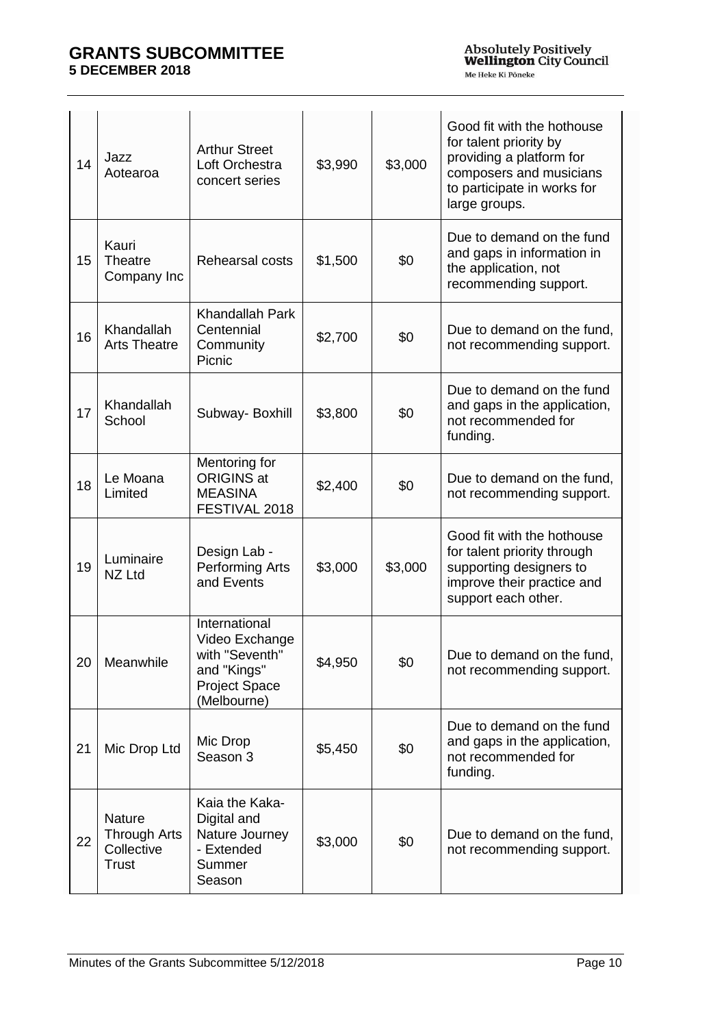| 14 | Jazz Aotearoa | Arthur Street Loft Orchestra concert series | $3,990 | $3,000 | Good fit with the hothouse for talent priority by providing a platform for composers and musicians to participate in works for large groups. |
|---|---|---|---|---|---|
| 15 | Kauri Theatre Company Inc | Rehearsal costs | $1,500 | $0 | Due to demand on the fund and gaps in information in the application, not recommending support. |
| 16 | Khandallah Arts Theatre | Khandallah Park Centennial Community Picnic | $2,700 | $0 | Due to demand on the fund, not recommending support. |
| 17 | Khandallah School | Subway- Boxhill | $3,800 | $0 | Due to demand on the fund and gaps in the application, not recommended for funding. |
| 18 | Le Moana Limited | Mentoring for ORIGINS at MEASINA FESTIVAL 2018 | $2,400 | $0 | Due to demand on the fund, not recommending support. |
| 19 | Luminaire NZ Ltd | Design Lab - Performing Arts and Events | $3,000 | $3,000 | Good fit with the hothouse for talent priority through supporting designers to improve their practice and support each other. |
| 20 | Meanwhile | International Video Exchange with "Seventh" and "Kings" Project Space (Melbourne) | $4,950 | $0 | Due to demand on the fund, not recommending support. |
| 21 | Mic Drop Ltd | Mic Drop Season 3 | $5,450 | $0 | Due to demand on the fund and gaps in the application, not recommended for funding. |
| 22 | Nature Through Arts Collective Trust | Kaia the Kaka- Digital and Nature Journey - Extended Summer Season | $3,000 | $0 | Due to demand on the fund, not recommending support. |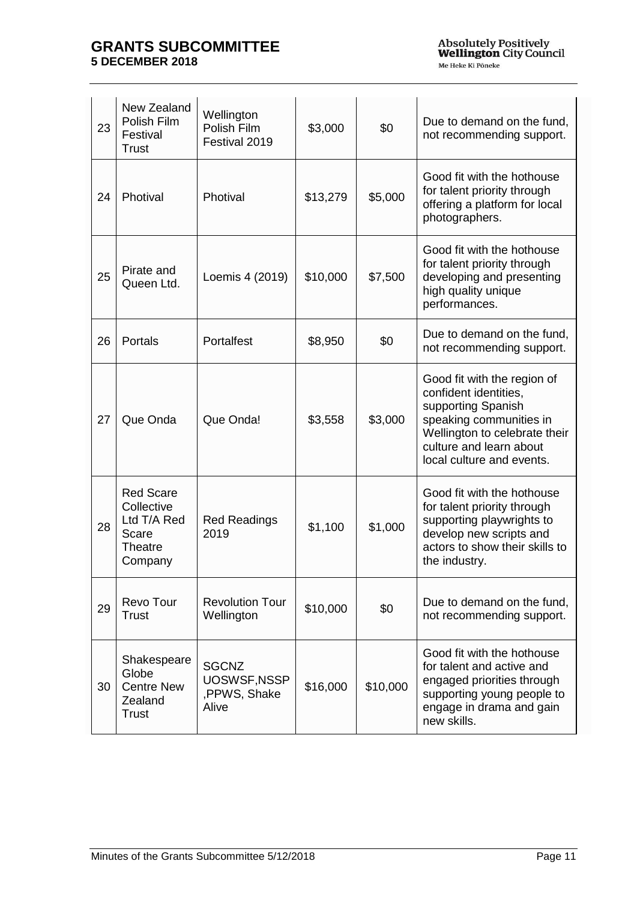| 23 | New Zealand Polish Film Festival Trust | Wellington Polish Film Festival 2019 | $3,000 | $0 | Due to demand on the fund, not recommending support. |
|---|---|---|---|---|---|
| 24 | Photival | Photival | $13,279 | $5,000 | Good fit with the hothouse for talent priority through offering a platform for local photographers. |
| 25 | Pirate and Queen Ltd. | Loemis 4 (2019) | $10,000 | $7,500 | Good fit with the hothouse for talent priority through developing and presenting high quality unique performances. |
| 26 | Portals | Portalfest | $8,950 | $0 | Due to demand on the fund, not recommending support. |
| 27 | Que Onda | Que Onda! | $3,558 | $3,000 | Good fit with the region of confident identities, supporting Spanish speaking communities in Wellington to celebrate their culture and learn about local culture and events. |
| 28 | Red Scare Collective Ltd T/A Red Scare Theatre Company | Red Readings 2019 | $1,100 | $1,000 | Good fit with the hothouse for talent priority through supporting playwrights to develop new scripts and actors to show their skills to the industry. |
| 29 | Revo Tour Trust | Revolution Tour Wellington | $10,000 | $0 | Due to demand on the fund, not recommending support. |
| 30 | Shakespeare Globe Centre New Zealand Trust | SGCNZ UOSWSF,NSSP ,PPWS, Shake Alive | $16,000 | $10,000 | Good fit with the hothouse for talent and active and engaged priorities through supporting young people to engage in drama and gain new skills. |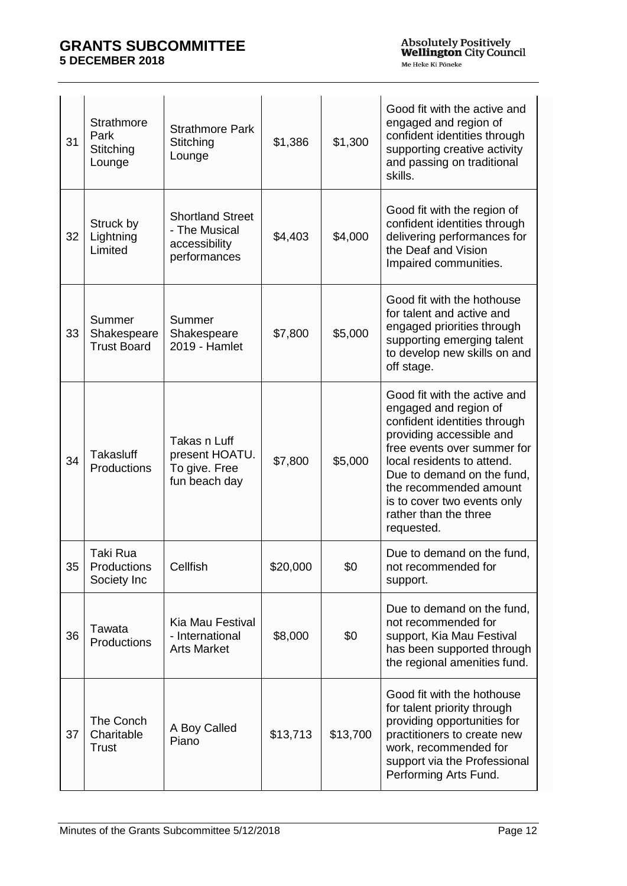| 31 | Strathmore Park Stitching Lounge | Strathmore Park Stitching Lounge | $1,386 | $1,300 | Good fit with the active and engaged and region of confident identities through supporting creative activity and passing on traditional skills. |
|---|---|---|---|---|---|
| 32 | Struck by Lightning Limited | Shortland Street - The Musical accessibility performances | $4,403 | $4,000 | Good fit with the region of confident identities through delivering performances for the Deaf and Vision Impaired communities. |
| 33 | Summer Shakespeare Trust Board | Summer Shakespeare 2019 - Hamlet | $7,800 | $5,000 | Good fit with the hothouse for talent and active and engaged priorities through supporting emerging talent to develop new skills on and off stage. |
| 34 | Takasluff Productions | Takas n Luff present HOATU. To give. Free fun beach day | $7,800 | $5,000 | Good fit with the active and engaged and region of confident identities through providing accessible and free events over summer for local residents to attend. Due to demand on the fund, the recommended amount is to cover two events only rather than the three requested. |
| 35 | Taki Rua Productions Society Inc | Cellfish | $20,000 | $0 | Due to demand on the fund, not recommended for support. |
| 36 | Tawata Productions | Kia Mau Festival - International Arts Market | $8,000 | $0 | Due to demand on the fund, not recommended for support, Kia Mau Festival has been supported through the regional amenities fund. |
| 37 | The Conch Charitable Trust | A Boy Called Piano | $13,713 | $13,700 | Good fit with the hothouse for talent priority through providing opportunities for practitioners to create new work, recommended for support via the Professional Performing Arts Fund. |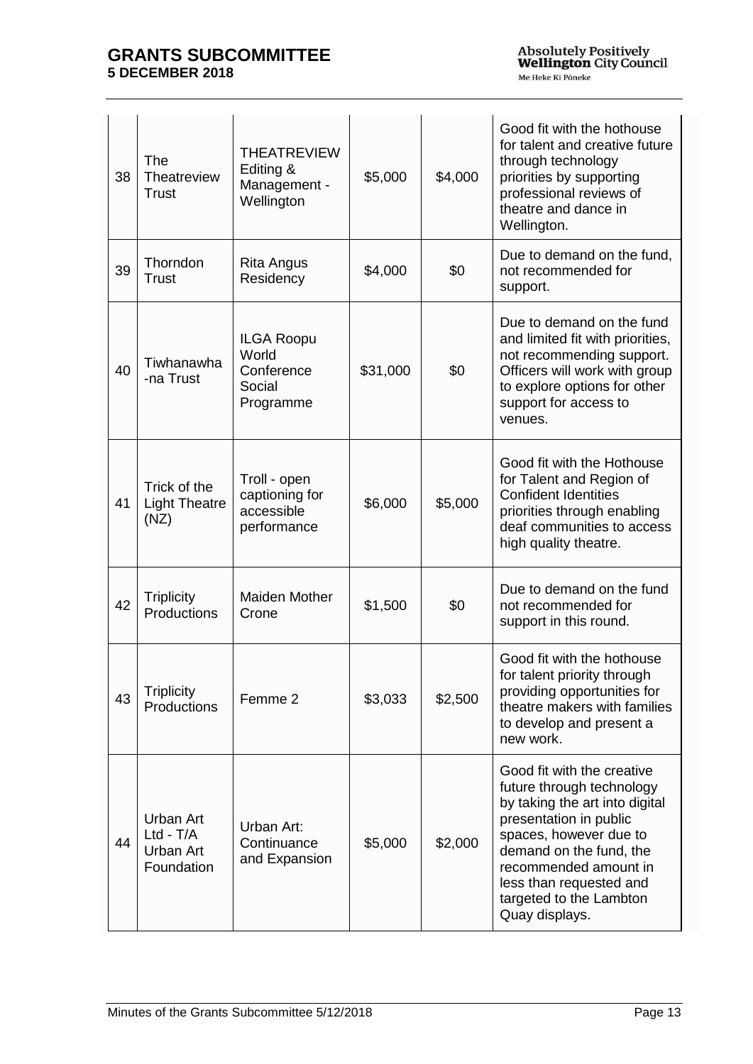| 38 | The Theatreview Trust | THEATREVIEW Editing & Management - Wellington | $5,000 | $4,000 | Good fit with the hothouse for talent and creative future through technology priorities by supporting professional reviews of theatre and dance in Wellington. |
|---|---|---|---|---|---|
| 39 | Thorndon Trust | Rita Angus Residency | $4,000 | $0 | Due to demand on the fund, not recommended for support. |
| 40 | Tiwhanawha-na Trust | ILGA Roopu World Conference Social Programme | $31,000 | $0 | Due to demand on the fund and limited fit with priorities, not recommending support. Officers will work with group to explore options for other support for access to venues. |
| 41 | Trick of the Light Theatre (NZ) | Troll - open captioning for accessible performance | $6,000 | $5,000 | Good fit with the Hothouse for Talent and Region of Confident Identities priorities through enabling deaf communities to access high quality theatre. |
| 42 | Triplicity Productions | Maiden Mother Crone | $1,500 | $0 | Due to demand on the fund not recommended for support in this round. |
| 43 | Triplicity Productions | Femme 2 | $3,033 | $2,500 | Good fit with the hothouse for talent priority through providing opportunities for theatre makers with families to develop and present a new work. |
| 44 | Urban Art Ltd - T/A Urban Art Foundation | Urban Art: Continuance and Expansion | $5,000 | $2,000 | Good fit with the creative future through technology by taking the art into digital presentation in public spaces, however due to demand on the fund, the recommended amount in less than requested and targeted to the Lambton Quay displays. |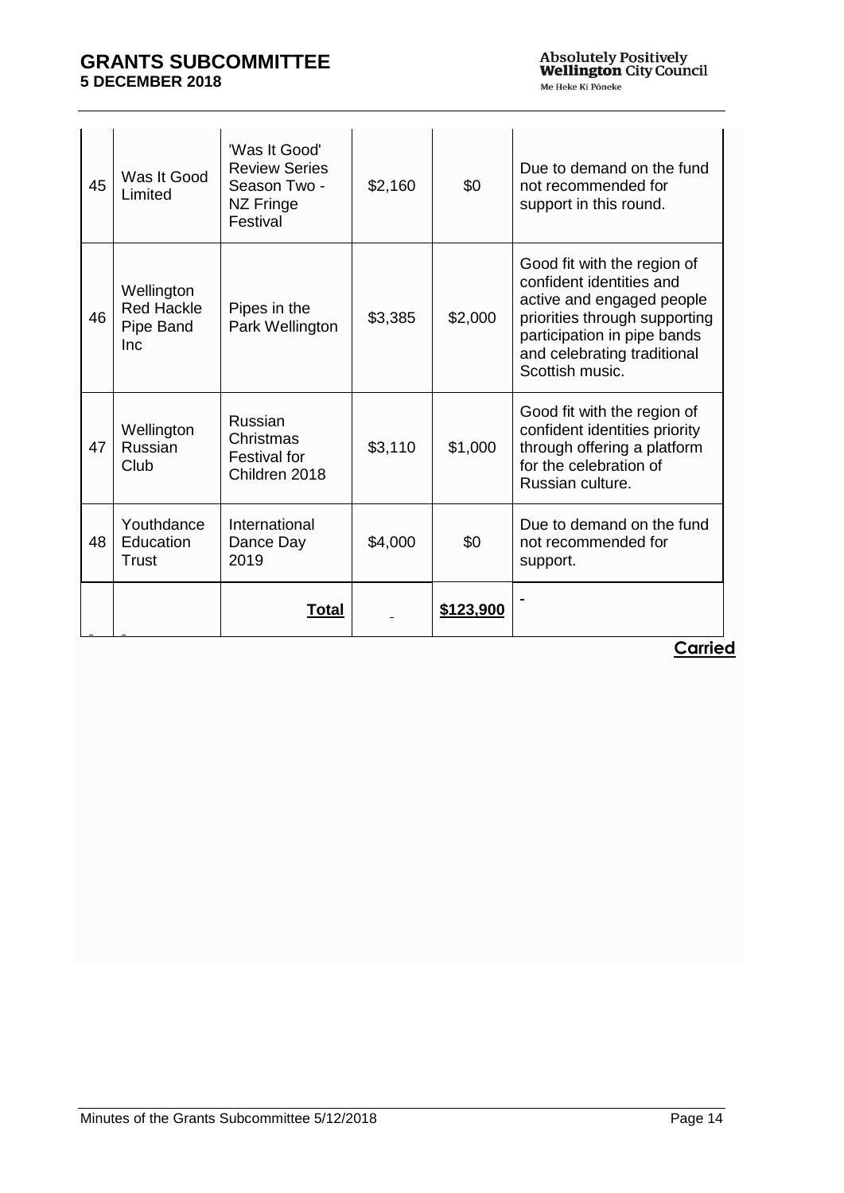| 45 | Was It Good Limited | 'Was It Good' Review Series Season Two - NZ Fringe Festival | $2,160 | $0 | Due to demand on the fund not recommended for support in this round. |
|---|---|---|---|---|---|
| 46 | Wellington Red Hackle Pipe Band Inc | Pipes in the Park Wellington | $3,385 | $2,000 | Good fit with the region of confident identities and active and engaged people priorities through supporting participation in pipe bands and celebrating traditional Scottish music. |
| 47 | Wellington Russian Club | Russian Christmas Festival for Children 2018 | $3,110 | $1,000 | Good fit with the region of confident identities priority through offering a platform for the celebration of Russian culture. |
| 48 | Youthdance Education Trust | International Dance Day 2019 | $4,000 | $0 | Due to demand on the fund not recommended for support. |
| | | **Total** | | **$123,900** | |

**Carried**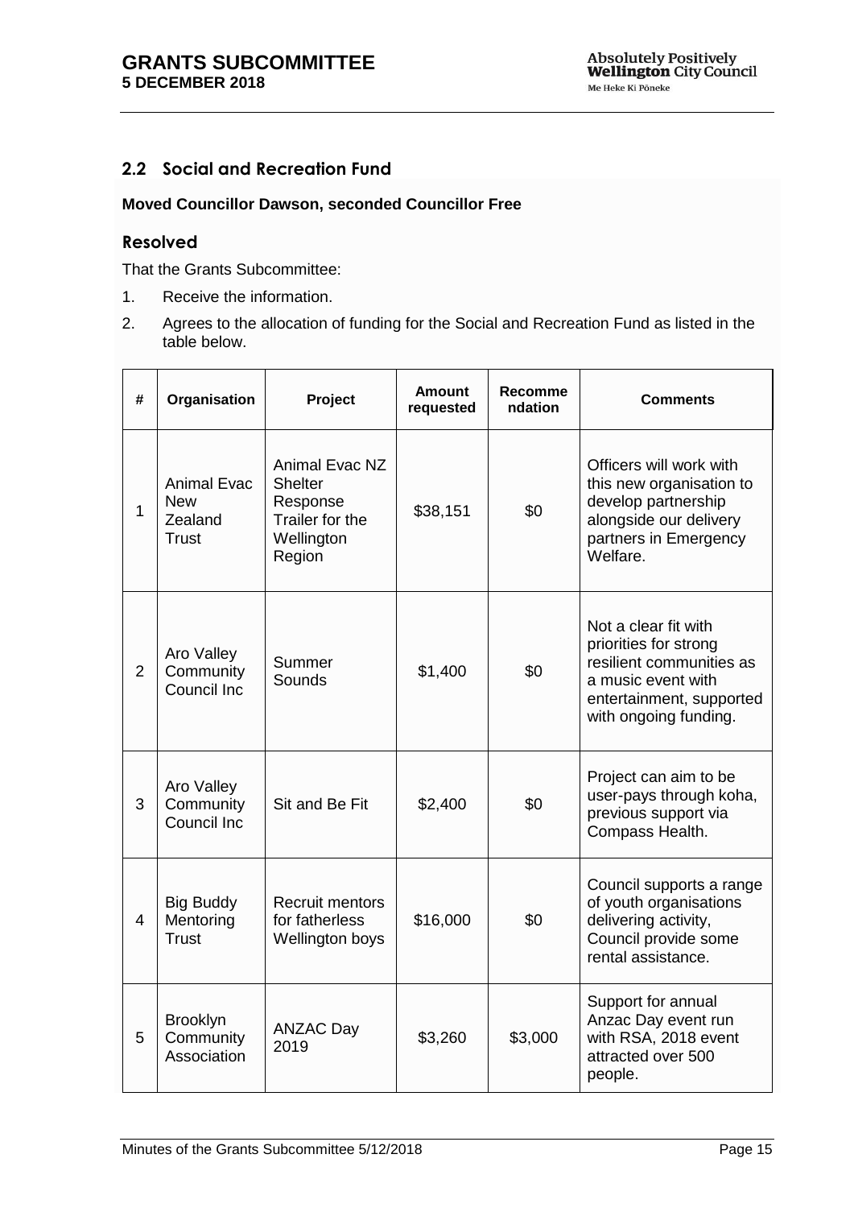## 2.2 Social and Recreation Fund

**Moved Councillor Dawson, seconded Councillor Free**

### Resolved

That the Grants Subcommittee:

1. Receive the information.
2. Agrees to the allocation of funding for the Social and Recreation Fund as listed in the table below.

| # | Organisation | Project | Amount requested | Recommendation | Comments |
|---|---|---|---|---|---|
| 1 | Animal Evac New Zealand Trust | Animal Evac NZ Shelter Response Trailer for the Wellington Region | $38,151 | $0 | Officers will work with this new organisation to develop partnership alongside our delivery partners in Emergency Welfare. |
| 2 | Aro Valley Community Council Inc | Summer Sounds | $1,400 | $0 | Not a clear fit with priorities for strong resilient communities as a music event with entertainment, supported with ongoing funding. |
| 3 | Aro Valley Community Council Inc | Sit and Be Fit | $2,400 | $0 | Project can aim to be user-pays through koha, previous support via Compass Health. |
| 4 | Big Buddy Mentoring Trust | Recruit mentors for fatherless Wellington boys | $16,000 | $0 | Council supports a range of youth organisations delivering activity, Council provide some rental assistance. |
| 5 | Brooklyn Community Association | ANZAC Day 2019 | $3,260 | $3,000 | Support for annual Anzac Day event run with RSA, 2018 event attracted over 500 people. |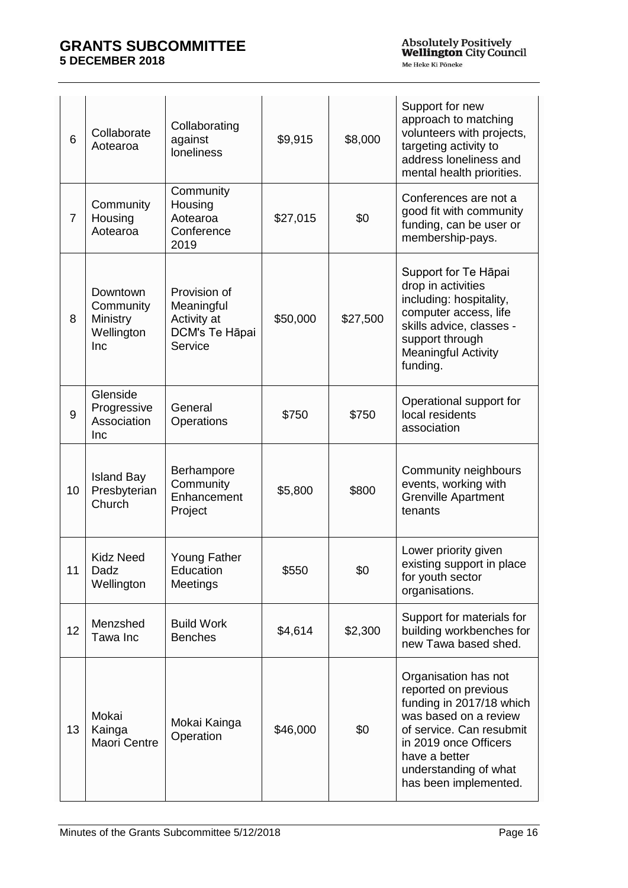| | | | | | |
|---|---|---|---|---|---|
| 6 | Collaborate Aotearoa | Collaborating against loneliness | $9,915 | $8,000 | Support for new approach to matching volunteers with projects, targeting activity to address loneliness and mental health priorities. |
| 7 | Community Housing Aotearoa | Community Housing Aotearoa Conference 2019 | $27,015 | $0 | Conferences are not a good fit with community funding, can be user or membership-pays. |
| 8 | Downtown Community Ministry Wellington Inc | Provision of Meaningful Activity at DCM's Te Hāpai Service | $50,000 | $27,500 | Support for Te Hāpai drop in activities including: hospitality, computer access, life skills advice, classes - support through Meaningful Activity funding. |
| 9 | Glenside Progressive Association Inc | General Operations | $750 | $750 | Operational support for local residents association |
| 10 | Island Bay Presbyterian Church | Berhampore Community Enhancement Project | $5,800 | $800 | Community neighbours events, working with Grenville Apartment tenants |
| 11 | Kidz Need Dadz Wellington | Young Father Education Meetings | $550 | $0 | Lower priority given existing support in place for youth sector organisations. |
| 12 | Menzshed Tawa Inc | Build Work Benches | $4,614 | $2,300 | Support for materials for building workbenches for new Tawa based shed. |
| 13 | Mokai Kainga Maori Centre | Mokai Kainga Operation | $46,000 | $0 | Organisation has not reported on previous funding in 2017/18 which was based on a review of service. Can resubmit in 2019 once Officers have a better understanding of what has been implemented. |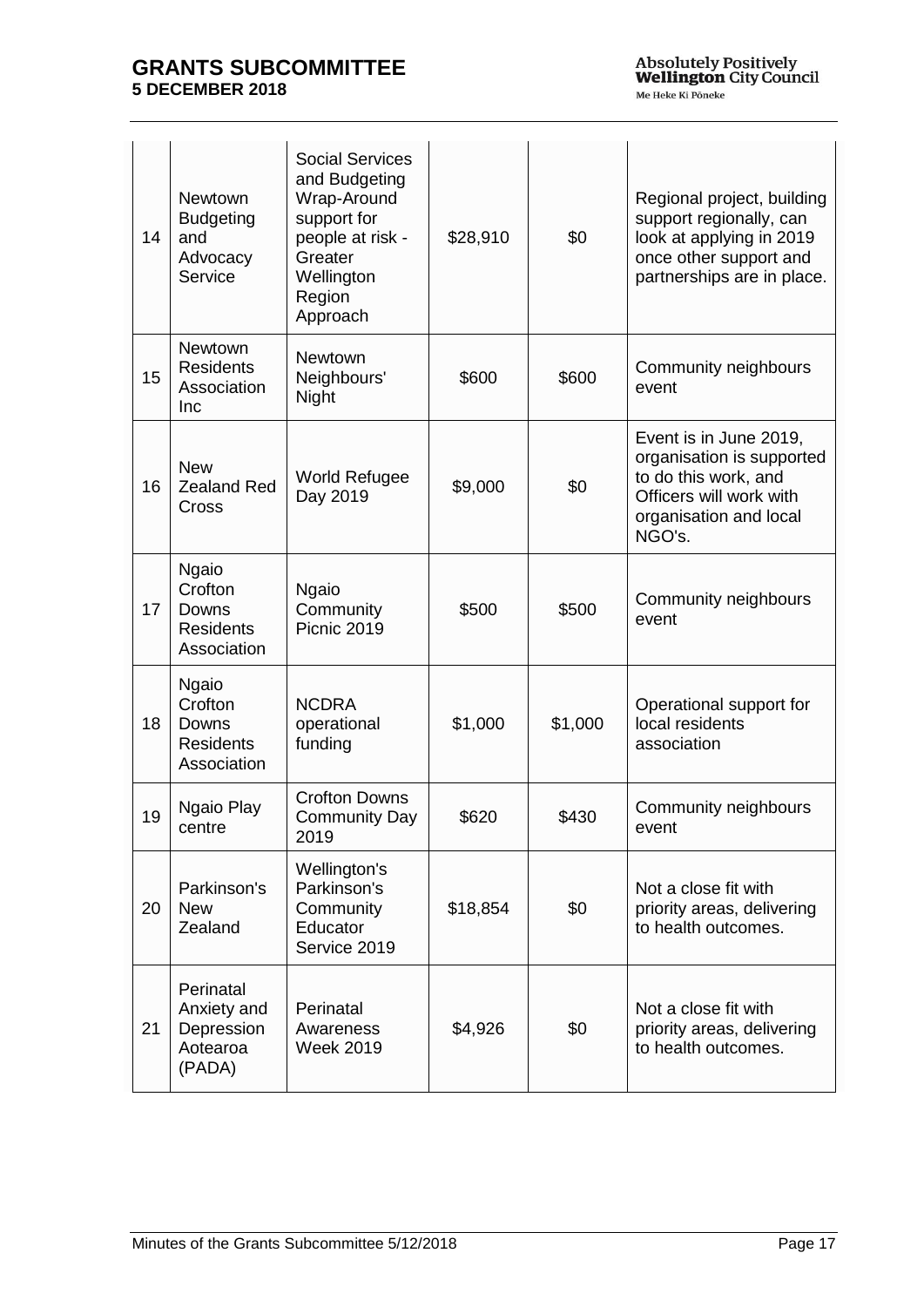| 14 | Newtown Budgeting and Advocacy Service | Social Services and Budgeting Wrap-Around support for people at risk - Greater Wellington Region Approach | $28,910 | $0 | Regional project, building support regionally, can look at applying in 2019 once other support and partnerships are in place. |
|---|---|---|---|---|---|
| 15 | Newtown Residents Association Inc | Newtown Neighbours' Night | $600 | $600 | Community neighbours event |
| 16 | New Zealand Red Cross | World Refugee Day 2019 | $9,000 | $0 | Event is in June 2019, organisation is supported to do this work, and Officers will work with organisation and local NGO's. |
| 17 | Ngaio Crofton Downs Residents Association | Ngaio Community Picnic 2019 | $500 | $500 | Community neighbours event |
| 18 | Ngaio Crofton Downs Residents Association | NCDRA operational funding | $1,000 | $1,000 | Operational support for local residents association |
| 19 | Ngaio Play centre | Crofton Downs Community Day 2019 | $620 | $430 | Community neighbours event |
| 20 | Parkinson's New Zealand | Wellington's Parkinson's Community Educator Service 2019 | $18,854 | $0 | Not a close fit with priority areas, delivering to health outcomes. |
| 21 | Perinatal Anxiety and Depression Aotearoa (PADA) | Perinatal Awareness Week 2019 | $4,926 | $0 | Not a close fit with priority areas, delivering to health outcomes. |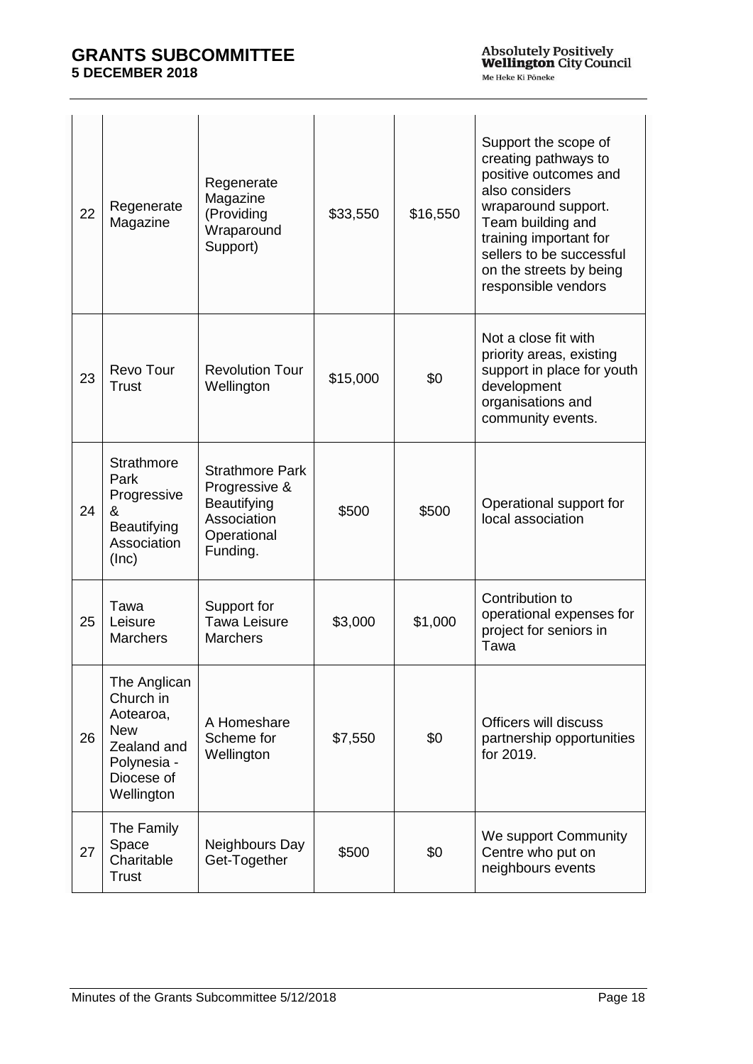| 22 | Regenerate Magazine | Regenerate Magazine (Providing Wraparound Support) | $33,550 | $16,550 | Support the scope of creating pathways to positive outcomes and also considers wraparound support. Team building and training important for sellers to be successful on the streets by being responsible vendors |
|---|---|---|---|---|---|
| 23 | Revo Tour Trust | Revolution Tour Wellington | $15,000 | $0 | Not a close fit with priority areas, existing support in place for youth development organisations and community events. |
| 24 | Strathmore Park Progressive & Beautifying Association (Inc) | Strathmore Park Progressive & Beautifying Association Operational Funding. | $500 | $500 | Operational support for local association |
| 25 | Tawa Leisure Marchers | Support for Tawa Leisure Marchers | $3,000 | $1,000 | Contribution to operational expenses for project for seniors in Tawa |
| 26 | The Anglican Church in Aotearoa, New Zealand and Polynesia - Diocese of Wellington | A Homeshare Scheme for Wellington | $7,550 | $0 | Officers will discuss partnership opportunities for 2019. |
| 27 | The Family Space Charitable Trust | Neighbours Day Get-Together | $500 | $0 | We support Community Centre who put on neighbours events |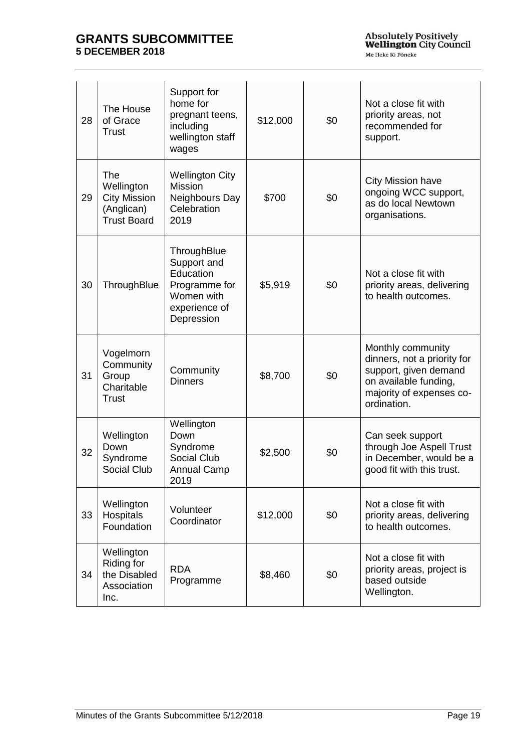| 28 | The House of Grace Trust | Support for home for pregnant teens, including wellington staff wages | $12,000 | $0 | Not a close fit with priority areas, not recommended for support. |
|---|---|---|---|---|---|
| 29 | The Wellington City Mission (Anglican) Trust Board | Wellington City Mission Neighbours Day Celebration 2019 | $700 | $0 | City Mission have ongoing WCC support, as do local Newtown organisations. |
| 30 | ThroughBlue | ThroughBlue Support and Education Programme for Women with experience of Depression | $5,919 | $0 | Not a close fit with priority areas, delivering to health outcomes. |
| 31 | Vogelmorn Community Group Charitable Trust | Community Dinners | $8,700 | $0 | Monthly community dinners, not a priority for support, given demand on available funding, majority of expenses co-ordination. |
| 32 | Wellington Down Syndrome Social Club | Wellington Down Syndrome Social Club Annual Camp 2019 | $2,500 | $0 | Can seek support through Joe Aspell Trust in December, would be a good fit with this trust. |
| 33 | Wellington Hospitals Foundation | Volunteer Coordinator | $12,000 | $0 | Not a close fit with priority areas, delivering to health outcomes. |
| 34 | Wellington Riding for the Disabled Association Inc. | RDA Programme | $8,460 | $0 | Not a close fit with priority areas, project is based outside Wellington. |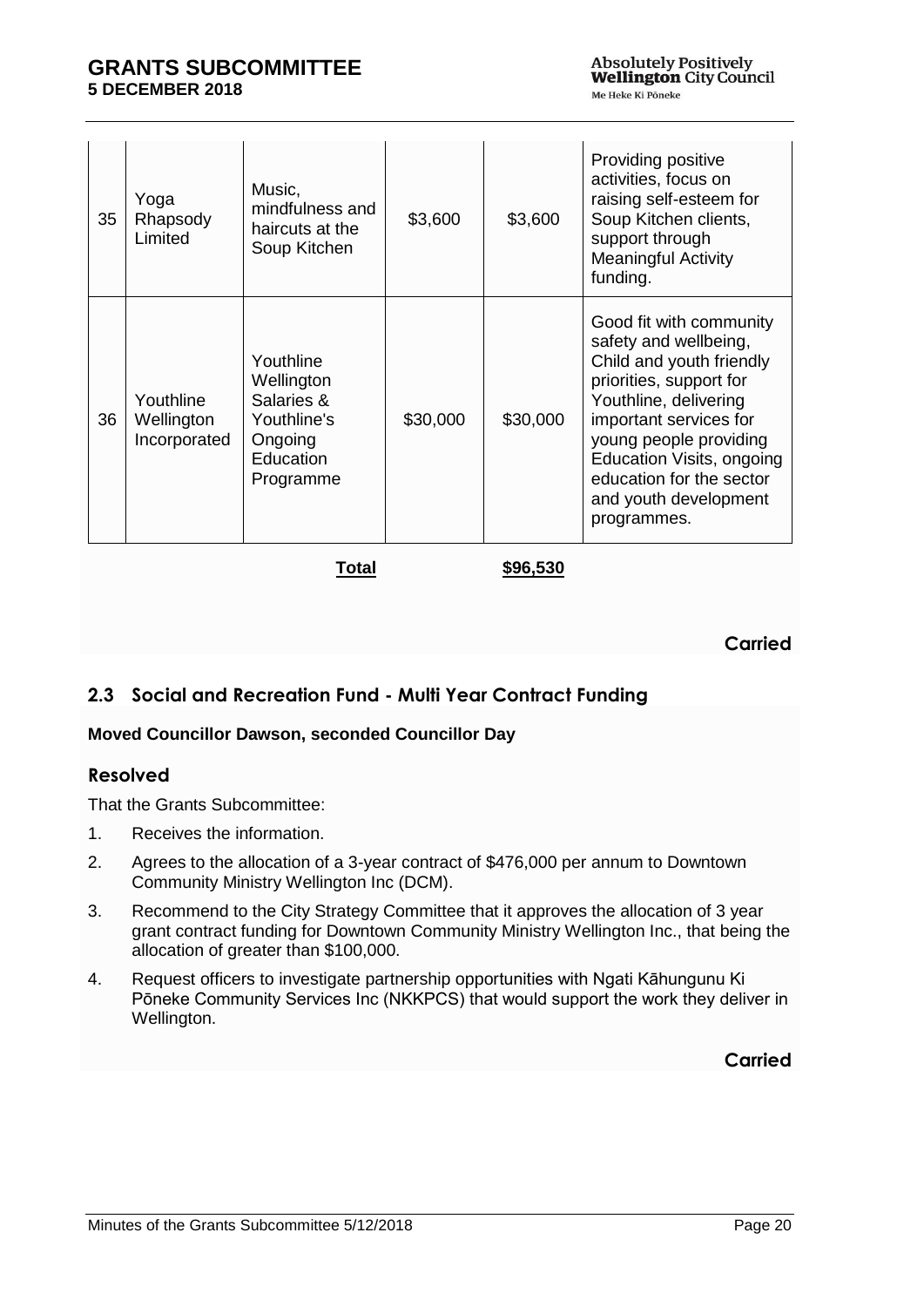| 35 | Yoga Rhapsody Limited | Music, mindfulness and haircuts at the Soup Kitchen | $3,600 | $3,600 | Providing positive activities, focus on raising self-esteem for Soup Kitchen clients, support through Meaningful Activity funding. |
|---|---|---|---|---|---|
| 36 | Youthline Wellington Incorporated | Youthline Wellington Salaries & Youthline's Ongoing Education Programme | $30,000 | $30,000 | Good fit with community safety and wellbeing, Child and youth friendly priorities, support for Youthline, delivering important services for young people providing Education Visits, ongoing education for the sector and youth development programmes. |
| | | **Total** | | **$96,530** | |

**Carried**

## 2.3 Social and Recreation Fund - Multi Year Contract Funding

**Moved Councillor Dawson, seconded Councillor Day**

### Resolved

That the Grants Subcommittee:

1. Receives the information.
2. Agrees to the allocation of a 3-year contract of $476,000 per annum to Downtown Community Ministry Wellington Inc (DCM).
3. Recommend to the City Strategy Committee that it approves the allocation of 3 year grant contract funding for Downtown Community Ministry Wellington Inc., that being the allocation of greater than $100,000.
4. Request officers to investigate partnership opportunities with Ngati Kāhungunu Ki Pōneke Community Services Inc (NKKPCS) that would support the work they deliver in Wellington.

**Carried**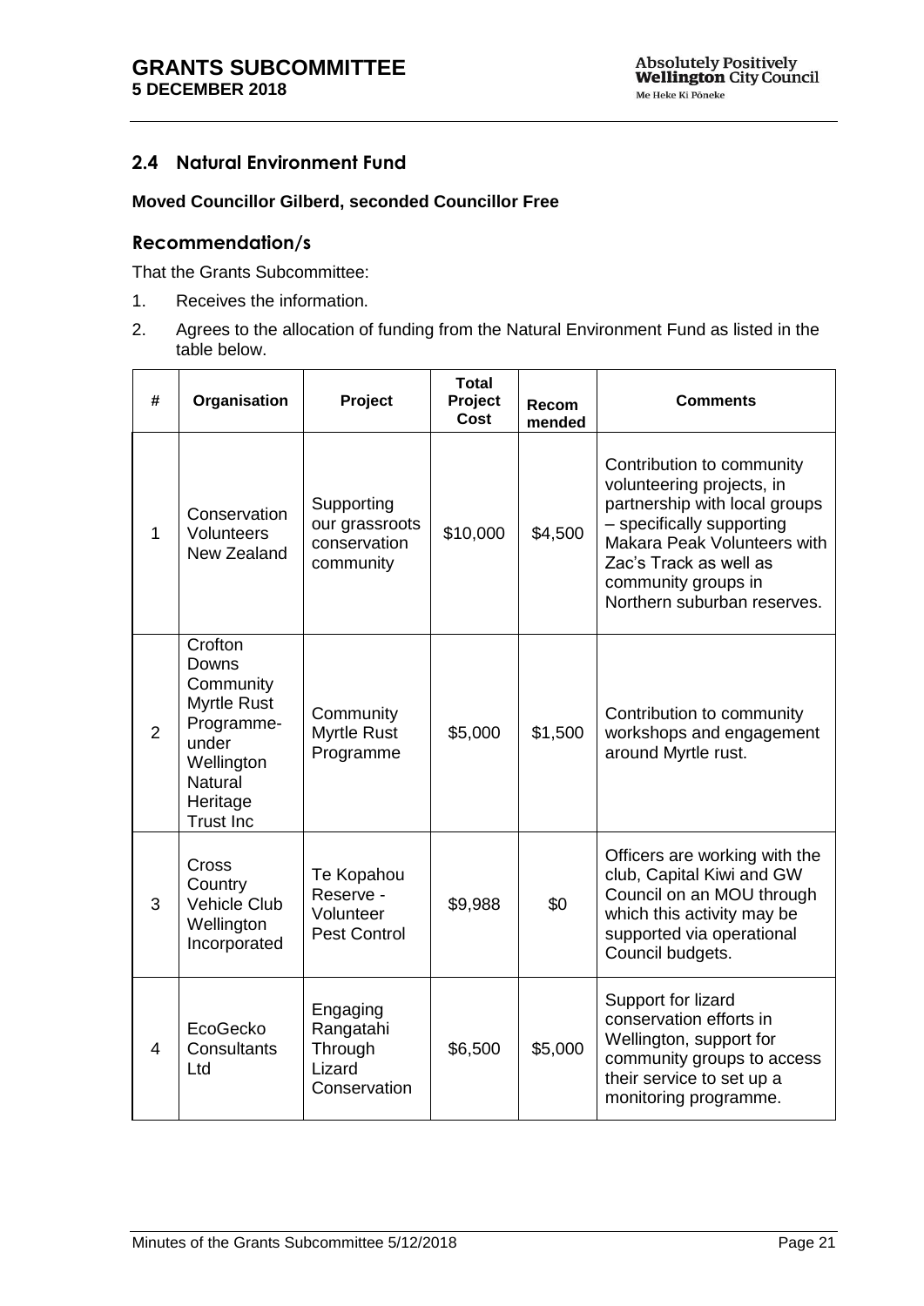## 2.4 Natural Environment Fund

**Moved Councillor Gilberd, seconded Councillor Free**

### Recommendation/s

That the Grants Subcommittee:

1. Receives the information.
2. Agrees to the allocation of funding from the Natural Environment Fund as listed in the table below.

| # | Organisation | Project | Total Project Cost | Recom mended | Comments |
|---|---|---|---|---|---|
| 1 | Conservation Volunteers New Zealand | Supporting our grassroots conservation community | $10,000 | $4,500 | Contribution to community volunteering projects, in partnership with local groups – specifically supporting Makara Peak Volunteers with Zac's Track as well as community groups in Northern suburban reserves. |
| 2 | Crofton Downs Community Myrtle Rust Programme- under Wellington Natural Heritage Trust Inc | Community Myrtle Rust Programme | $5,000 | $1,500 | Contribution to community workshops and engagement around Myrtle rust. |
| 3 | Cross Country Vehicle Club Wellington Incorporated | Te Kopahou Reserve - Volunteer Pest Control | $9,988 | $0 | Officers are working with the club, Capital Kiwi and GW Council on an MOU through which this activity may be supported via operational Council budgets. |
| 4 | EcoGecko Consultants Ltd | Engaging Rangatahi Through Lizard Conservation | $6,500 | $5,000 | Support for lizard conservation efforts in Wellington, support for community groups to access their service to set up a monitoring programme. |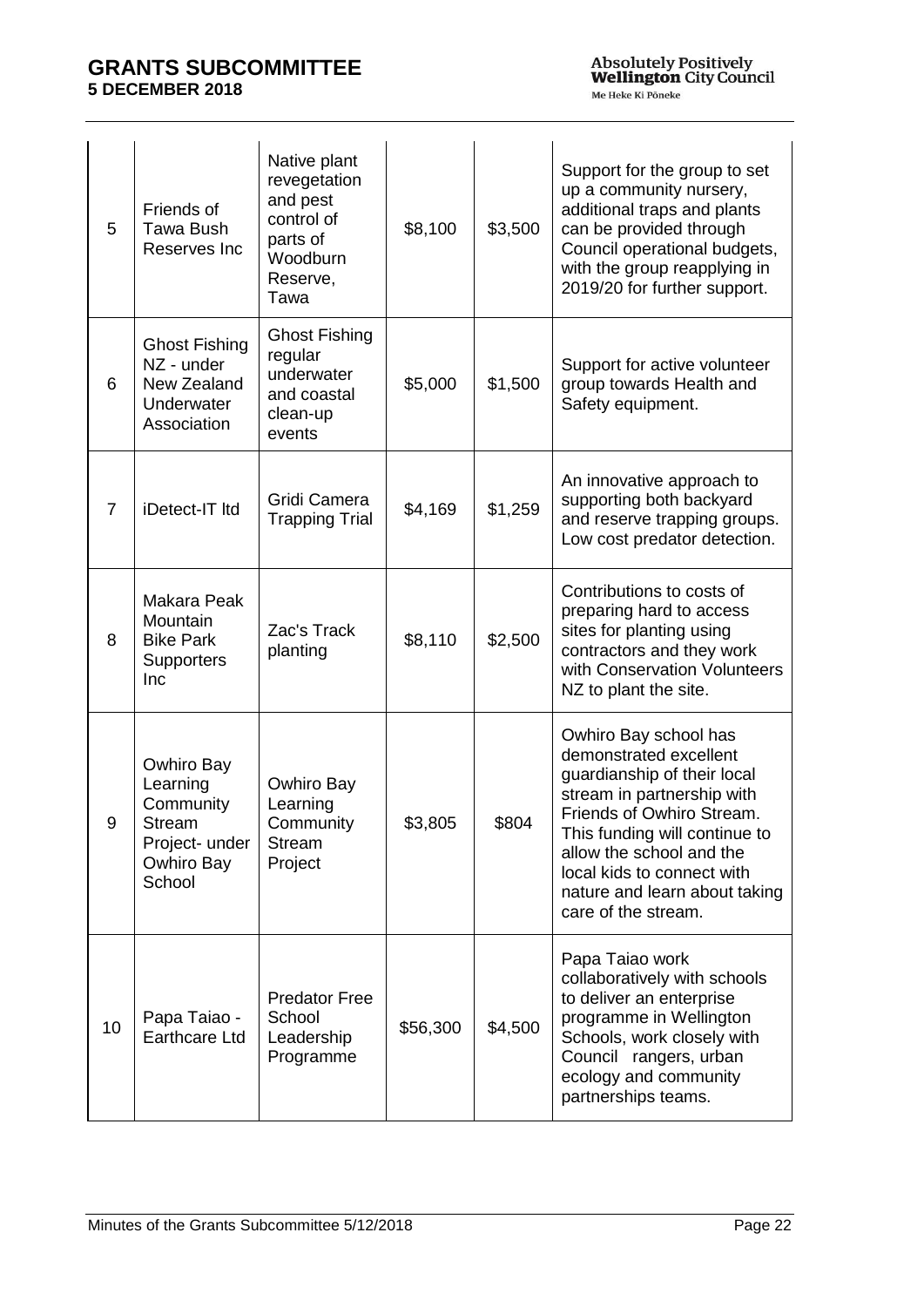| 5 | Friends of Tawa Bush Reserves Inc | Native plant revegetation and pest control of parts of Woodburn Reserve, Tawa | $8,100 | $3,500 | Support for the group to set up a community nursery, additional traps and plants can be provided through Council operational budgets, with the group reapplying in 2019/20 for further support. |
|---|---|---|---|---|---|
| 6 | Ghost Fishing NZ - under New Zealand Underwater Association | Ghost Fishing regular underwater and coastal clean-up events | $5,000 | $1,500 | Support for active volunteer group towards Health and Safety equipment. |
| 7 | iDetect-IT ltd | Gridi Camera Trapping Trial | $4,169 | $1,259 | An innovative approach to supporting both backyard and reserve trapping groups. Low cost predator detection. |
| 8 | Makara Peak Mountain Bike Park Supporters Inc | Zac's Track planting | $8,110 | $2,500 | Contributions to costs of preparing hard to access sites for planting using contractors and they work with Conservation Volunteers NZ to plant the site. |
| 9 | Owhiro Bay Learning Community Stream Project- under Owhiro Bay School | Owhiro Bay Learning Community Stream Project | $3,805 | $804 | Owhiro Bay school has demonstrated excellent guardianship of their local stream in partnership with Friends of Owhiro Stream. This funding will continue to allow the school and the local kids to connect with nature and learn about taking care of the stream. |
| 10 | Papa Taiao - Earthcare Ltd | Predator Free School Leadership Programme | $56,300 | $4,500 | Papa Taiao work collaboratively with schools to deliver an enterprise programme in Wellington Schools, work closely with Council rangers, urban ecology and community partnerships teams. |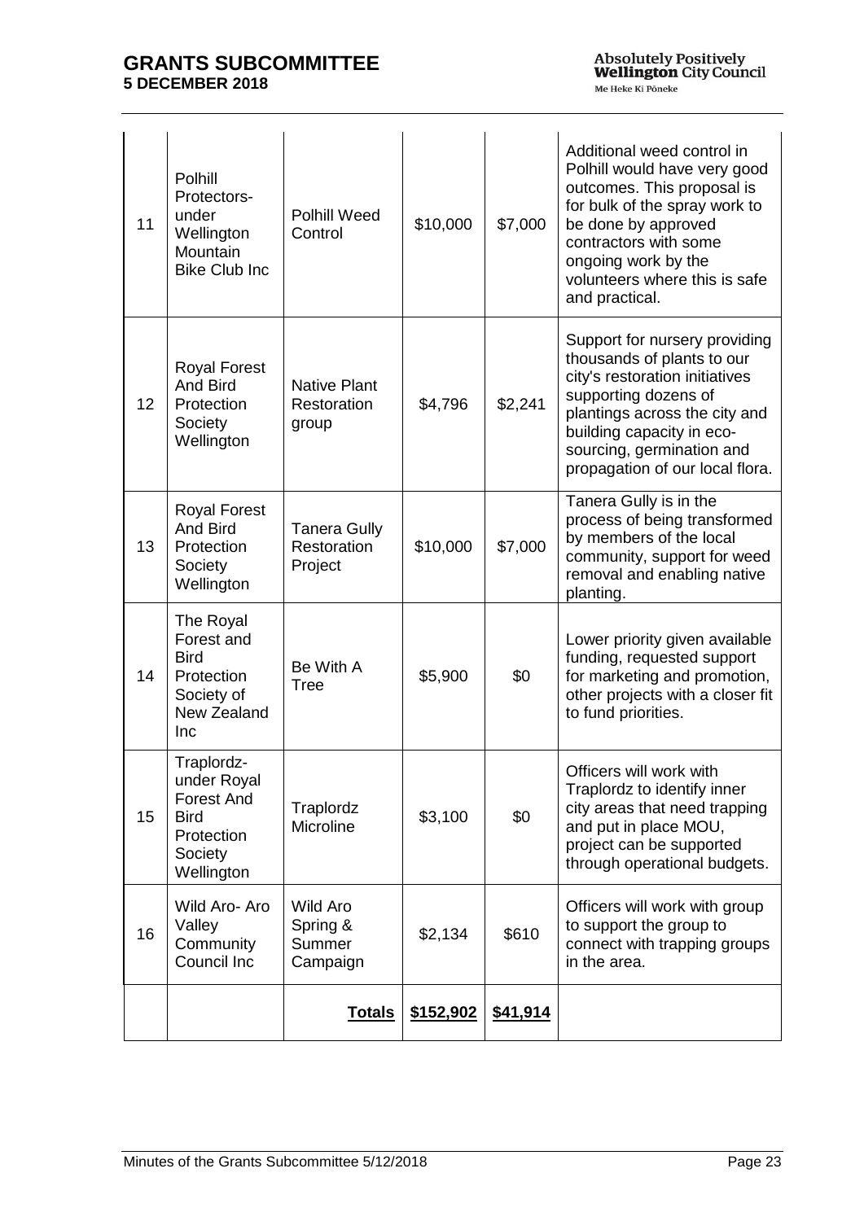| 11 | Polhill Protectors- under Wellington Mountain Bike Club Inc | Polhill Weed Control | \$10,000 | \$7,000 | Additional weed control in Polhill would have very good outcomes. This proposal is for bulk of the spray work to be done by approved contractors with some ongoing work by the volunteers where this is safe and practical. |
|---|---|---|---|---|---|
| 12 | Royal Forest And Bird Protection Society Wellington | Native Plant Restoration group | \$4,796 | \$2,241 | Support for nursery providing thousands of plants to our city's restoration initiatives supporting dozens of plantings across the city and building capacity in eco-sourcing, germination and propagation of our local flora. |
| 13 | Royal Forest And Bird Protection Society Wellington | Tanera Gully Restoration Project | \$10,000 | \$7,000 | Tanera Gully is in the process of being transformed by members of the local community, support for weed removal and enabling native planting. |
| 14 | The Royal Forest and Bird Protection Society of New Zealand Inc | Be With A Tree | \$5,900 | \$0 | Lower priority given available funding, requested support for marketing and promotion, other projects with a closer fit to fund priorities. |
| 15 | Traplordz- under Royal Forest And Bird Protection Society Wellington | Traplordz Microline | \$3,100 | \$0 | Officers will work with Traplordz to identify inner city areas that need trapping and put in place MOU, project can be supported through operational budgets. |
| 16 | Wild Aro- Aro Valley Community Council Inc | Wild Aro Spring & Summer Campaign | \$2,134 | \$610 | Officers will work with group to support the group to connect with trapping groups in the area. |
| | | **Totals** | **\$152,902** | **\$41,914** | |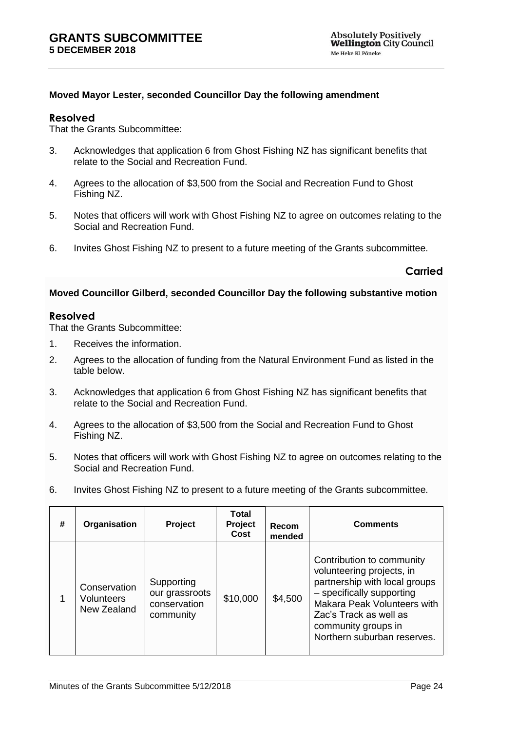**Moved Mayor Lester, seconded Councillor Day the following amendment**

### Resolved

That the Grants Subcommittee:

3. Acknowledges that application 6 from Ghost Fishing NZ has significant benefits that relate to the Social and Recreation Fund.

4. Agrees to the allocation of $3,500 from the Social and Recreation Fund to Ghost Fishing NZ.

5. Notes that officers will work with Ghost Fishing NZ to agree on outcomes relating to the Social and Recreation Fund.

6. Invites Ghost Fishing NZ to present to a future meeting of the Grants subcommittee.

**Carried**

**Moved Councillor Gilberd, seconded Councillor Day the following substantive motion**

### Resolved

That the Grants Subcommittee:

1. Receives the information.

2. Agrees to the allocation of funding from the Natural Environment Fund as listed in the table below.

3. Acknowledges that application 6 from Ghost Fishing NZ has significant benefits that relate to the Social and Recreation Fund.

4. Agrees to the allocation of $3,500 from the Social and Recreation Fund to Ghost Fishing NZ.

5. Notes that officers will work with Ghost Fishing NZ to agree on outcomes relating to the Social and Recreation Fund.

6. Invites Ghost Fishing NZ to present to a future meeting of the Grants subcommittee.

| # | Organisation | Project | Total Project Cost | Recom mended | Comments |
|---|---|---|---|---|---|
| 1 | Conservation Volunteers New Zealand | Supporting our grassroots conservation community | $10,000 | $4,500 | Contribution to community volunteering projects, in partnership with local groups – specifically supporting Makara Peak Volunteers with Zac's Track as well as community groups in Northern suburban reserves. |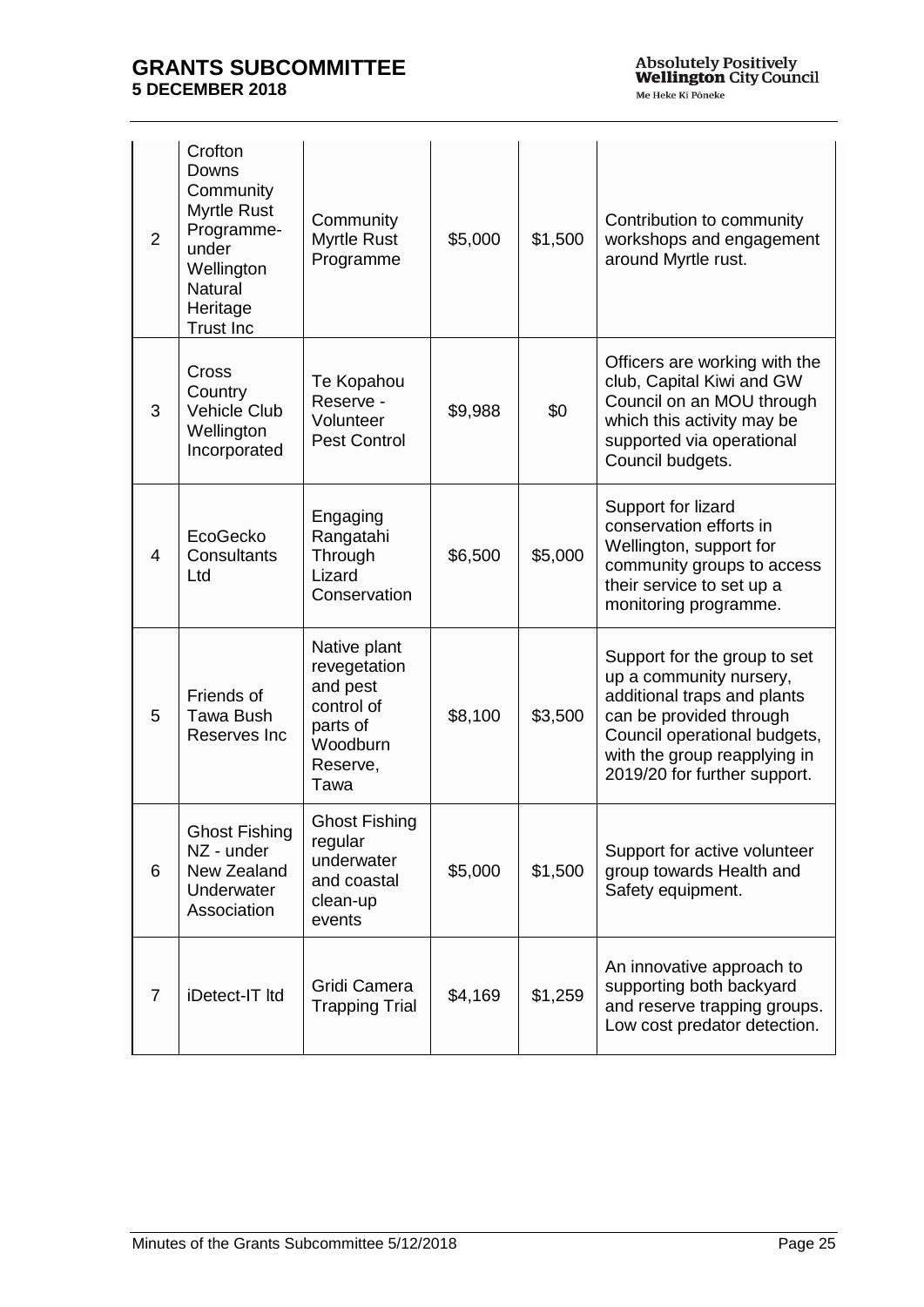| 2 | Crofton Downs Community Myrtle Rust Programme- under Wellington Natural Heritage Trust Inc | Community Myrtle Rust Programme | $5,000 | $1,500 | Contribution to community workshops and engagement around Myrtle rust. |
|---|---|---|---|---|---|
| 3 | Cross Country Vehicle Club Wellington Incorporated | Te Kopahou Reserve - Volunteer Pest Control | $9,988 | $0 | Officers are working with the club, Capital Kiwi and GW Council on an MOU through which this activity may be supported via operational Council budgets. |
| 4 | EcoGecko Consultants Ltd | Engaging Rangatahi Through Lizard Conservation | $6,500 | $5,000 | Support for lizard conservation efforts in Wellington, support for community groups to access their service to set up a monitoring programme. |
| 5 | Friends of Tawa Bush Reserves Inc | Native plant revegetation and pest control of parts of Woodburn Reserve, Tawa | $8,100 | $3,500 | Support for the group to set up a community nursery, additional traps and plants can be provided through Council operational budgets, with the group reapplying in 2019/20 for further support. |
| 6 | Ghost Fishing NZ - under New Zealand Underwater Association | Ghost Fishing regular underwater and coastal clean-up events | $5,000 | $1,500 | Support for active volunteer group towards Health and Safety equipment. |
| 7 | iDetect-IT ltd | Gridi Camera Trapping Trial | $4,169 | $1,259 | An innovative approach to supporting both backyard and reserve trapping groups. Low cost predator detection. |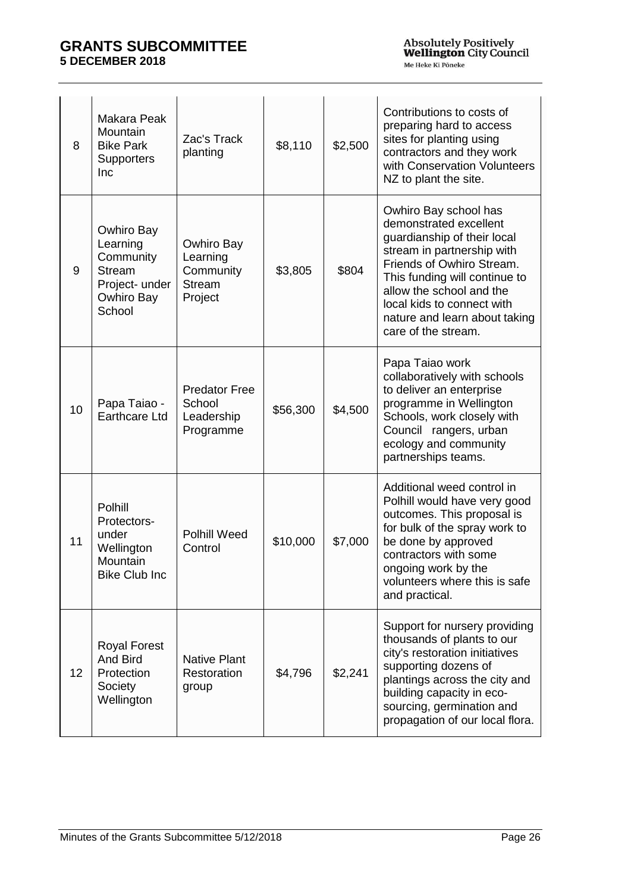| 8 | Makara Peak Mountain Bike Park Supporters Inc | Zac's Track planting | $8,110 | $2,500 | Contributions to costs of preparing hard to access sites for planting using contractors and they work with Conservation Volunteers NZ to plant the site. |
|---|---|---|---|---|---|
| 9 | Owhiro Bay Learning Community Stream Project- under Owhiro Bay School | Owhiro Bay Learning Community Stream Project | $3,805 | $804 | Owhiro Bay school has demonstrated excellent guardianship of their local stream in partnership with Friends of Owhiro Stream. This funding will continue to allow the school and the local kids to connect with nature and learn about taking care of the stream. |
| 10 | Papa Taiao - Earthcare Ltd | Predator Free School Leadership Programme | $56,300 | $4,500 | Papa Taiao work collaboratively with schools to deliver an enterprise programme in Wellington Schools, work closely with Council rangers, urban ecology and community partnerships teams. |
| 11 | Polhill Protectors- under Wellington Mountain Bike Club Inc | Polhill Weed Control | $10,000 | $7,000 | Additional weed control in Polhill would have very good outcomes. This proposal is for bulk of the spray work to be done by approved contractors with some ongoing work by the volunteers where this is safe and practical. |
| 12 | Royal Forest And Bird Protection Society Wellington | Native Plant Restoration group | $4,796 | $2,241 | Support for nursery providing thousands of plants to our city's restoration initiatives supporting dozens of plantings across the city and building capacity in eco-sourcing, germination and propagation of our local flora. |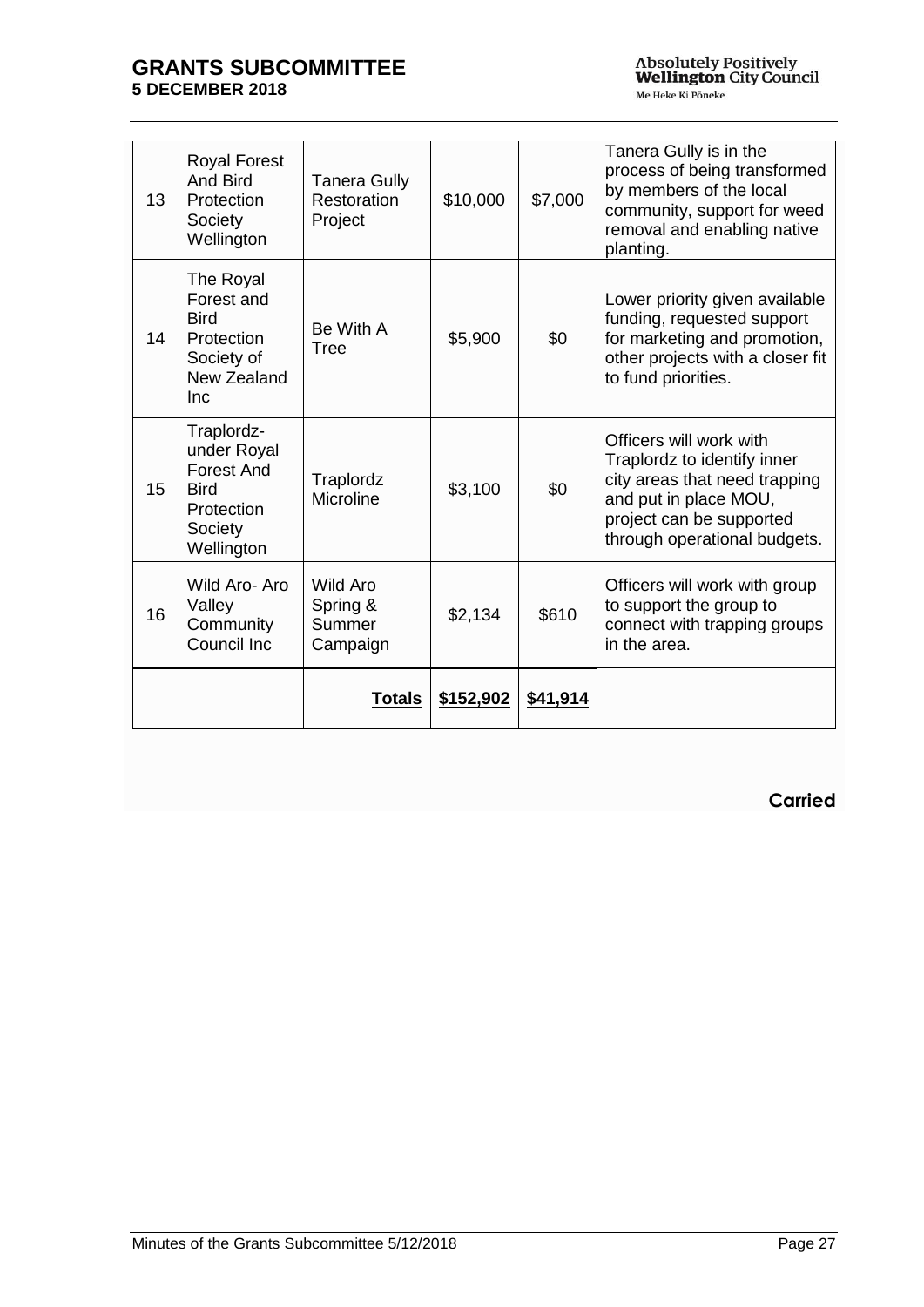| 13 | Royal Forest And Bird Protection Society Wellington | Tanera Gully Restoration Project | $10,000 | $7,000 | Tanera Gully is in the process of being transformed by members of the local community, support for weed removal and enabling native planting. |
|---|---|---|---|---|---|
| 14 | The Royal Forest and Bird Protection Society of New Zealand Inc | Be With A Tree | $5,900 | $0 | Lower priority given available funding, requested support for marketing and promotion, other projects with a closer fit to fund priorities. |
| 15 | Traplordz- under Royal Forest And Bird Protection Society Wellington | Traplordz Microline | $3,100 | $0 | Officers will work with Traplordz to identify inner city areas that need trapping and put in place MOU, project can be supported through operational budgets. |
| 16 | Wild Aro- Aro Valley Community Council Inc | Wild Aro Spring & Summer Campaign | $2,134 | $610 | Officers will work with group to support the group to connect with trapping groups in the area. |
| | | **Totals** | **$152,902** | **$41,914** | |

**Carried**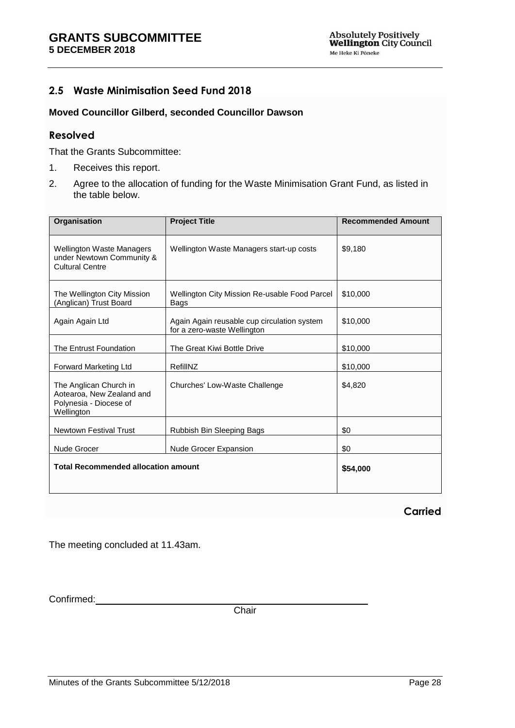## 2.5 Waste Minimisation Seed Fund 2018

**Moved Councillor Gilberd, seconded Councillor Dawson**

### Resolved

That the Grants Subcommittee:

1. Receives this report.
2. Agree to the allocation of funding for the Waste Minimisation Grant Fund, as listed in the table below.

| Organisation | Project Title | Recommended Amount |
|---|---|---|
| Wellington Waste Managers under Newtown Community & Cultural Centre | Wellington Waste Managers start-up costs | $9,180 |
| The Wellington City Mission (Anglican) Trust Board | Wellington City Mission Re-usable Food Parcel Bags | $10,000 |
| Again Again Ltd | Again Again reusable cup circulation system for a zero-waste Wellington | $10,000 |
| The Entrust Foundation | The Great Kiwi Bottle Drive | $10,000 |
| Forward Marketing Ltd | RefillNZ | $10,000 |
| The Anglican Church in Aotearoa, New Zealand and Polynesia - Diocese of Wellington | Churches' Low-Waste Challenge | $4,820 |
| Newtown Festival Trust | Rubbish Bin Sleeping Bags | $0 |
| Nude Grocer | Nude Grocer Expansion | $0 |
| **Total Recommended allocation amount** | | **$54,000** |

**Carried**

The meeting concluded at 11.43am.

Confirmed: \_\_\_\_\_\_\_\_\_\_\_\_\_\_\_\_\_\_\_\_\_\_\_\_\_\_\_\_\_\_\_\_\_\_\_\_\_\_\_\_

Chair